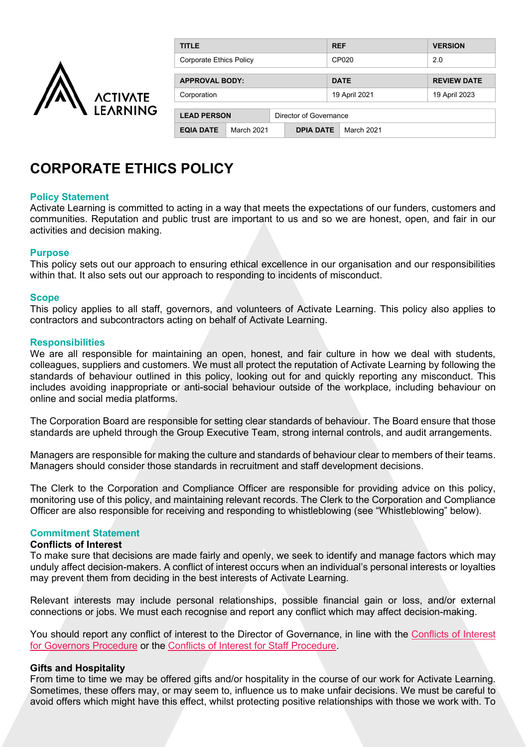| TITLE | | | REF | VERSION |
| --- | --- | --- | --- | --- |
| Corporate Ethics Policy | | | CP020 | 2.0 |
| **APPROVAL BODY:** | | | **DATE** | **REVIEW DATE** |
| Corporation | | | 19 April 2021 | 19 April 2023 |
| **LEAD PERSON** | Director of Governance | | | |
| **EQIA DATE** | March 2021 | **DPIA DATE** | March 2021 | |

# CORPORATE ETHICS POLICY

## Policy Statement

Activate Learning is committed to acting in a way that meets the expectations of our funders, customers and communities. Reputation and public trust are important to us and so we are honest, open, and fair in our activities and decision making.

## Purpose

This policy sets out our approach to ensuring ethical excellence in our organisation and our responsibilities within that. It also sets out our approach to responding to incidents of misconduct.

## Scope

This policy applies to all staff, governors, and volunteers of Activate Learning. This policy also applies to contractors and subcontractors acting on behalf of Activate Learning.

## Responsibilities

We are all responsible for maintaining an open, honest, and fair culture in how we deal with students, colleagues, suppliers and customers. We must all protect the reputation of Activate Learning by following the standards of behaviour outlined in this policy, looking out for and quickly reporting any misconduct. This includes avoiding inappropriate or anti-social behaviour outside of the workplace, including behaviour on online and social media platforms.

The Corporation Board are responsible for setting clear standards of behaviour. The Board ensure that those standards are upheld through the Group Executive Team, strong internal controls, and audit arrangements.

Managers are responsible for making the culture and standards of behaviour clear to members of their teams. Managers should consider those standards in recruitment and staff development decisions.

The Clerk to the Corporation and Compliance Officer are responsible for providing advice on this policy, monitoring use of this policy, and maintaining relevant records. The Clerk to the Corporation and Compliance Officer are also responsible for receiving and responding to whistleblowing (see "Whistleblowing" below).

## Commitment Statement

### Conflicts of Interest

To make sure that decisions are made fairly and openly, we seek to identify and manage factors which may unduly affect decision-makers. A conflict of interest occurs when an individual's personal interests or loyalties may prevent them from deciding in the best interests of Activate Learning.

Relevant interests may include personal relationships, possible financial gain or loss, and/or external connections or jobs. We must each recognise and report any conflict which may affect decision-making.

You should report any conflict of interest to the Director of Governance, in line with the Conflicts of Interest for Governors Procedure or the Conflicts of Interest for Staff Procedure.

### Gifts and Hospitality

From time to time we may be offered gifts and/or hospitality in the course of our work for Activate Learning. Sometimes, these offers may, or may seem to, influence us to make unfair decisions. We must be careful to avoid offers which might have this effect, whilst protecting positive relationships with those we work with. To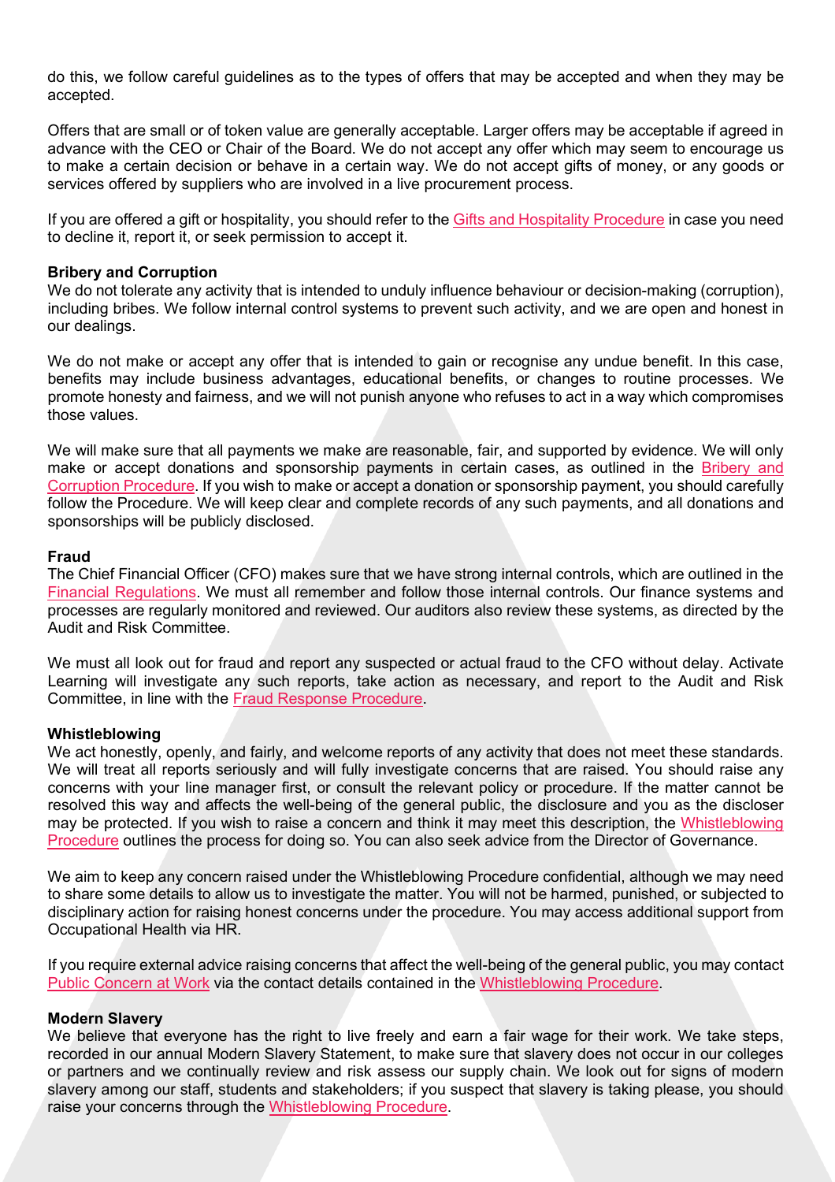do this, we follow careful guidelines as to the types of offers that may be accepted and when they may be accepted.

Offers that are small or of token value are generally acceptable. Larger offers may be acceptable if agreed in advance with the CEO or Chair of the Board. We do not accept any offer which may seem to encourage us to make a certain decision or behave in a certain way. We do not accept gifts of money, or any goods or services offered by suppliers who are involved in a live procurement process.

If you are offered a gift or hospitality, you should refer to the Gifts and Hospitality Procedure in case you need to decline it, report it, or seek permission to accept it.

**Bribery and Corruption**

We do not tolerate any activity that is intended to unduly influence behaviour or decision-making (corruption), including bribes. We follow internal control systems to prevent such activity, and we are open and honest in our dealings.

We do not make or accept any offer that is intended to gain or recognise any undue benefit. In this case, benefits may include business advantages, educational benefits, or changes to routine processes. We promote honesty and fairness, and we will not punish anyone who refuses to act in a way which compromises those values.

We will make sure that all payments we make are reasonable, fair, and supported by evidence. We will only make or accept donations and sponsorship payments in certain cases, as outlined in the Bribery and Corruption Procedure. If you wish to make or accept a donation or sponsorship payment, you should carefully follow the Procedure. We will keep clear and complete records of any such payments, and all donations and sponsorships will be publicly disclosed.

**Fraud**

The Chief Financial Officer (CFO) makes sure that we have strong internal controls, which are outlined in the Financial Regulations. We must all remember and follow those internal controls. Our finance systems and processes are regularly monitored and reviewed. Our auditors also review these systems, as directed by the Audit and Risk Committee.

We must all look out for fraud and report any suspected or actual fraud to the CFO without delay. Activate Learning will investigate any such reports, take action as necessary, and report to the Audit and Risk Committee, in line with the Fraud Response Procedure.

**Whistleblowing**

We act honestly, openly, and fairly, and welcome reports of any activity that does not meet these standards. We will treat all reports seriously and will fully investigate concerns that are raised. You should raise any concerns with your line manager first, or consult the relevant policy or procedure. If the matter cannot be resolved this way and affects the well-being of the general public, the disclosure and you as the discloser may be protected. If you wish to raise a concern and think it may meet this description, the Whistleblowing Procedure outlines the process for doing so. You can also seek advice from the Director of Governance.

We aim to keep any concern raised under the Whistleblowing Procedure confidential, although we may need to share some details to allow us to investigate the matter. You will not be harmed, punished, or subjected to disciplinary action for raising honest concerns under the procedure. You may access additional support from Occupational Health via HR.

If you require external advice raising concerns that affect the well-being of the general public, you may contact Public Concern at Work via the contact details contained in the Whistleblowing Procedure.

**Modern Slavery**

We believe that everyone has the right to live freely and earn a fair wage for their work. We take steps, recorded in our annual Modern Slavery Statement, to make sure that slavery does not occur in our colleges or partners and we continually review and risk assess our supply chain. We look out for signs of modern slavery among our staff, students and stakeholders; if you suspect that slavery is taking please, you should raise your concerns through the Whistleblowing Procedure.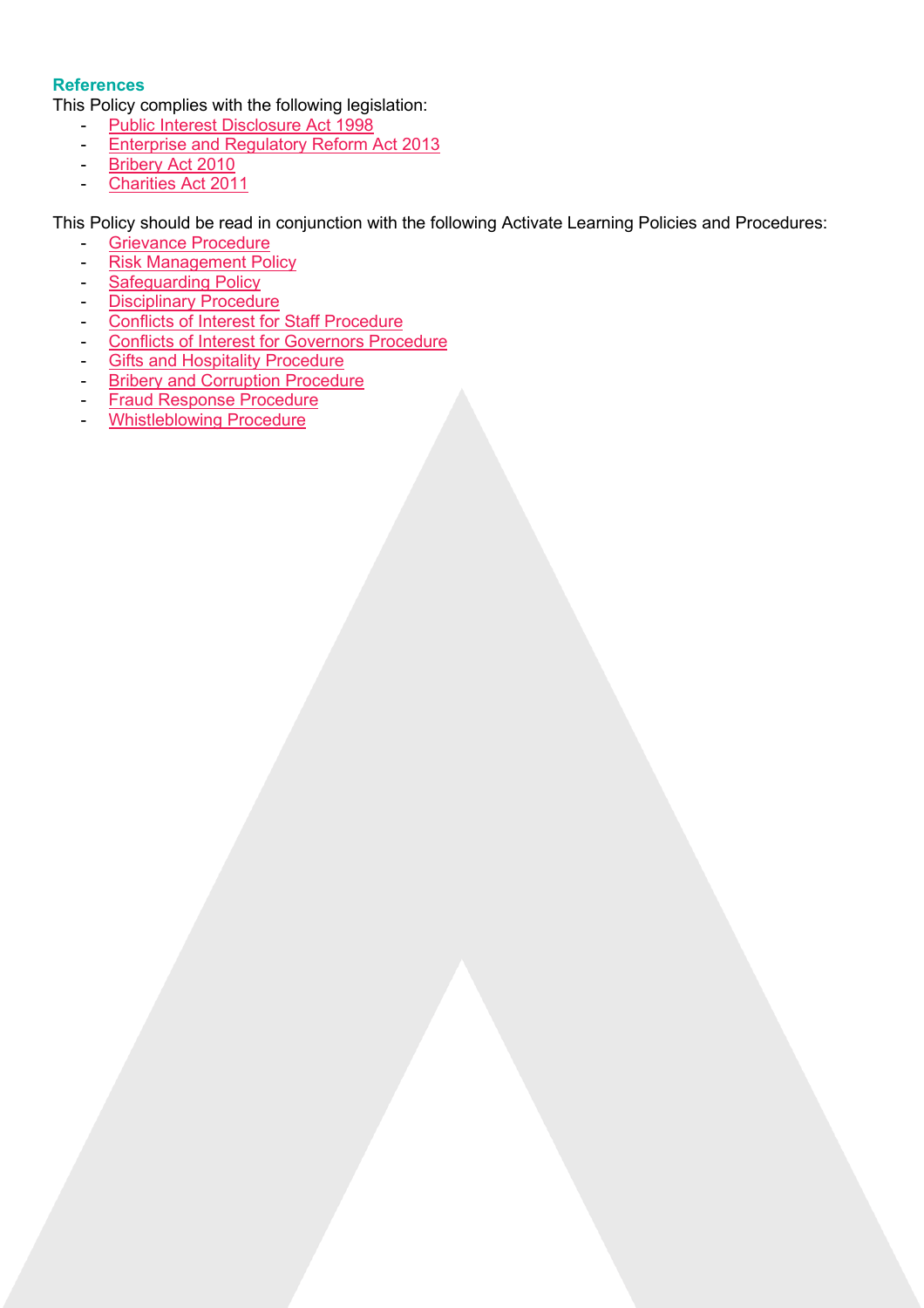### References

This Policy complies with the following legislation:

- Public Interest Disclosure Act 1998
- Enterprise and Regulatory Reform Act 2013
- Bribery Act 2010
- Charities Act 2011

This Policy should be read in conjunction with the following Activate Learning Policies and Procedures:

- Grievance Procedure
- Risk Management Policy
- Safeguarding Policy
- Disciplinary Procedure
- Conflicts of Interest for Staff Procedure
- Conflicts of Interest for Governors Procedure
- Gifts and Hospitality Procedure
- Bribery and Corruption Procedure
- Fraud Response Procedure
- Whistleblowing Procedure